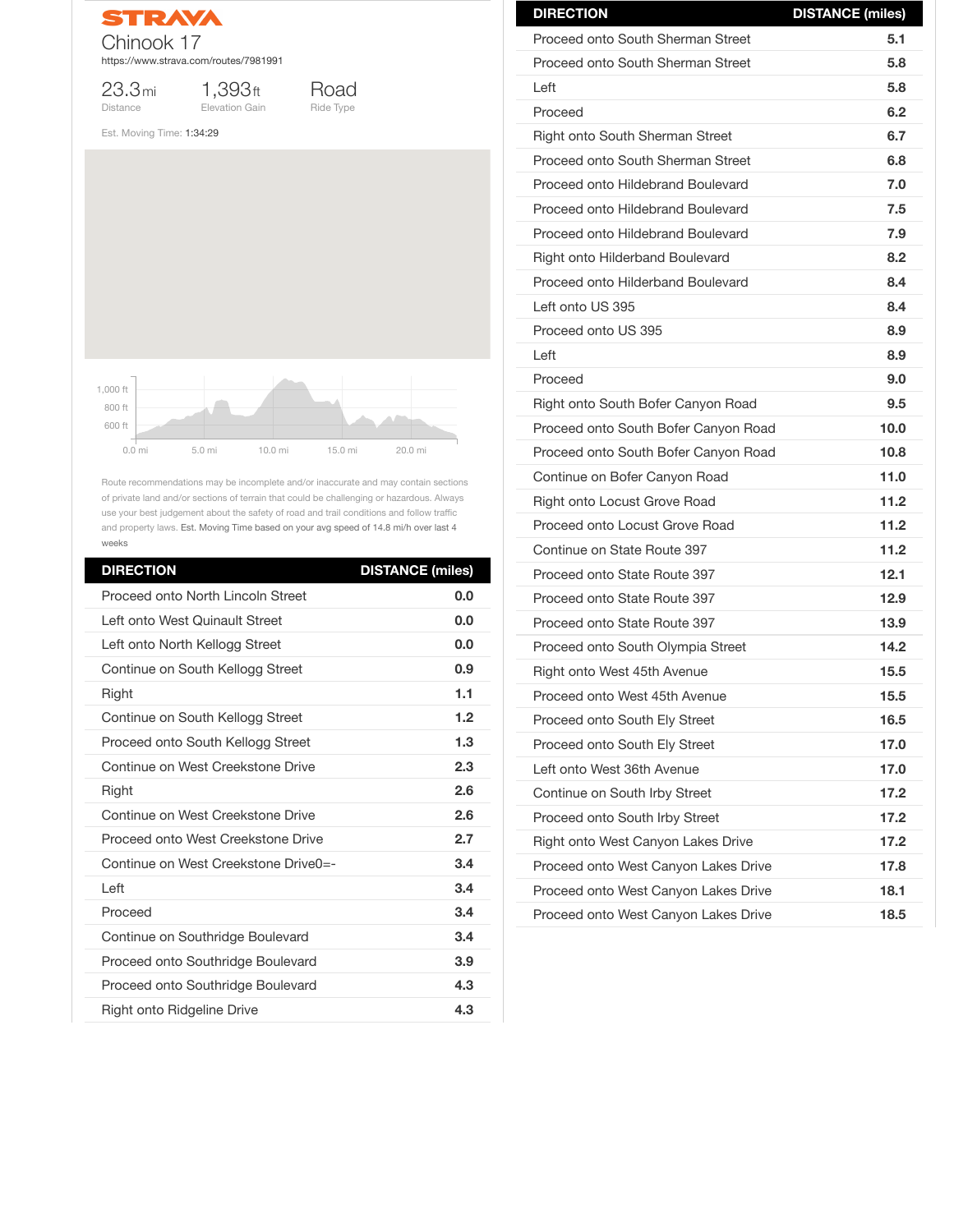STRAVA

# Chinook 17

https://www.strava.com/routes/7981991

23.3 mi Distance

1,393 ft Elevation Gain

Road Ride Type

Est. Moving Time: 1:34:29

Route recommendations may be incomplete and/or inaccurate and may contain sections of private land and/or sections of terrain that could be challenging or hazardous. Always use your best judgement about the safety of road and trail conditions and follow traffic and property laws. Est. Moving Time based on your avg speed of 14.8 mi/h over last 4 weeks

| DIRECTION | DISTANCE (miles) |
|---|---|
| Proceed onto North Lincoln Street | 0.0 |
| Left onto West Quinault Street | 0.0 |
| Left onto North Kellogg Street | 0.0 |
| Continue on South Kellogg Street | 0.9 |
| Right | 1.1 |
| Continue on South Kellogg Street | 1.2 |
| Proceed onto South Kellogg Street | 1.3 |
| Continue on West Creekstone Drive | 2.3 |
| Right | 2.6 |
| Continue on West Creekstone Drive | 2.6 |
| Proceed onto West Creekstone Drive | 2.7 |
| Continue on West Creekstone Drive0=- | 3.4 |
| Left | 3.4 |
| Proceed | 3.4 |
| Continue on Southridge Boulevard | 3.4 |
| Proceed onto Southridge Boulevard | 3.9 |
| Proceed onto Southridge Boulevard | 4.3 |
| Right onto Ridgeline Drive | 4.3 |
| Proceed onto South Sherman Street | 5.1 |
| Proceed onto South Sherman Street | 5.8 |
| Left | 5.8 |
| Proceed | 6.2 |
| Right onto South Sherman Street | 6.7 |
| Proceed onto South Sherman Street | 6.8 |
| Proceed onto Hildebrand Boulevard | 7.0 |
| Proceed onto Hildebrand Boulevard | 7.5 |
| Proceed onto Hildebrand Boulevard | 7.9 |
| Right onto Hilderband Boulevard | 8.2 |
| Proceed onto Hilderband Boulevard | 8.4 |
| Left onto US 395 | 8.4 |
| Proceed onto US 395 | 8.9 |
| Left | 8.9 |
| Proceed | 9.0 |
| Right onto South Bofer Canyon Road | 9.5 |
| Proceed onto South Bofer Canyon Road | 10.0 |
| Proceed onto South Bofer Canyon Road | 10.8 |
| Continue on Bofer Canyon Road | 11.0 |
| Right onto Locust Grove Road | 11.2 |
| Proceed onto Locust Grove Road | 11.2 |
| Continue on State Route 397 | 11.2 |
| Proceed onto State Route 397 | 12.1 |
| Proceed onto State Route 397 | 12.9 |
| Proceed onto State Route 397 | 13.9 |
| Proceed onto South Olympia Street | 14.2 |
| Right onto West 45th Avenue | 15.5 |
| Proceed onto West 45th Avenue | 15.5 |
| Proceed onto South Ely Street | 16.5 |
| Proceed onto South Ely Street | 17.0 |
| Left onto West 36th Avenue | 17.0 |
| Continue on South Irby Street | 17.2 |
| Proceed onto South Irby Street | 17.2 |
| Right onto West Canyon Lakes Drive | 17.2 |
| Proceed onto West Canyon Lakes Drive | 17.8 |
| Proceed onto West Canyon Lakes Drive | 18.1 |
| Proceed onto West Canyon Lakes Drive | 18.5 |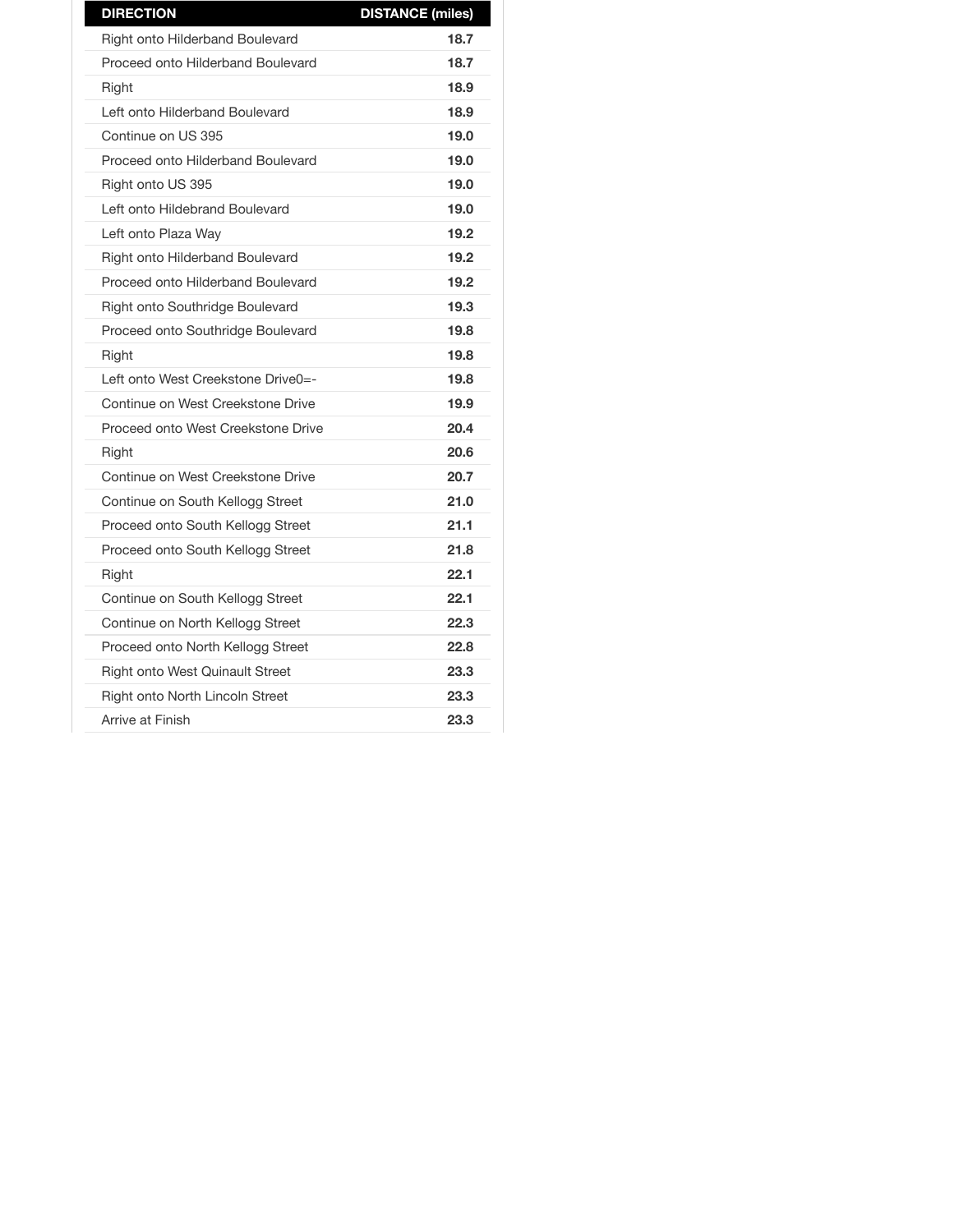| DIRECTION | DISTANCE (miles) |
|---|---|
| Right onto Hilderband Boulevard | **18.7** |
| Proceed onto Hilderband Boulevard | **18.7** |
| Right | **18.9** |
| Left onto Hilderband Boulevard | **18.9** |
| Continue on US 395 | **19.0** |
| Proceed onto Hilderband Boulevard | **19.0** |
| Right onto US 395 | **19.0** |
| Left onto Hildebrand Boulevard | **19.0** |
| Left onto Plaza Way | **19.2** |
| Right onto Hilderband Boulevard | **19.2** |
| Proceed onto Hilderband Boulevard | **19.2** |
| Right onto Southridge Boulevard | **19.3** |
| Proceed onto Southridge Boulevard | **19.8** |
| Right | **19.8** |
| Left onto West Creekstone Drive0=- | **19.8** |
| Continue on West Creekstone Drive | **19.9** |
| Proceed onto West Creekstone Drive | **20.4** |
| Right | **20.6** |
| Continue on West Creekstone Drive | **20.7** |
| Continue on South Kellogg Street | **21.0** |
| Proceed onto South Kellogg Street | **21.1** |
| Proceed onto South Kellogg Street | **21.8** |
| Right | **22.1** |
| Continue on South Kellogg Street | **22.1** |
| Continue on North Kellogg Street | **22.3** |
| Proceed onto North Kellogg Street | **22.8** |
| Right onto West Quinault Street | **23.3** |
| Right onto North Lincoln Street | **23.3** |
| Arrive at Finish | **23.3** |